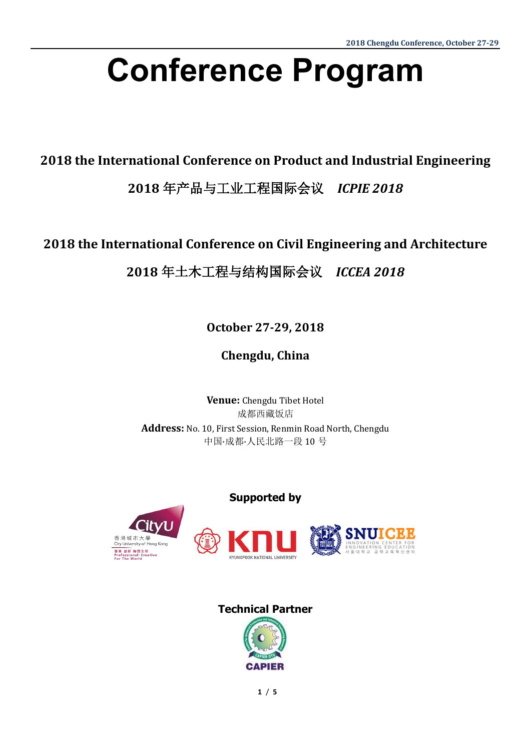# Conference Program

## 2018 the International Conference on Product and Industrial Engineering

## 2018 年产品与工业工程国际会议 *ICPIE 2018*

## 2018 the International Conference on Civil Engineering and Architecture

## 2018 年土木工程与结构国际会议 *ICCEA 2018*

**October 27-29, 2018**

**Chengdu, China**

**Venue:** Chengdu Tibet Hotel
成都西藏饭店

**Address:** No. 10, First Session, Renmin Road North, Chengdu
中国·成都·人民北路一段 10 号

**Supported by**

**Technical Partner**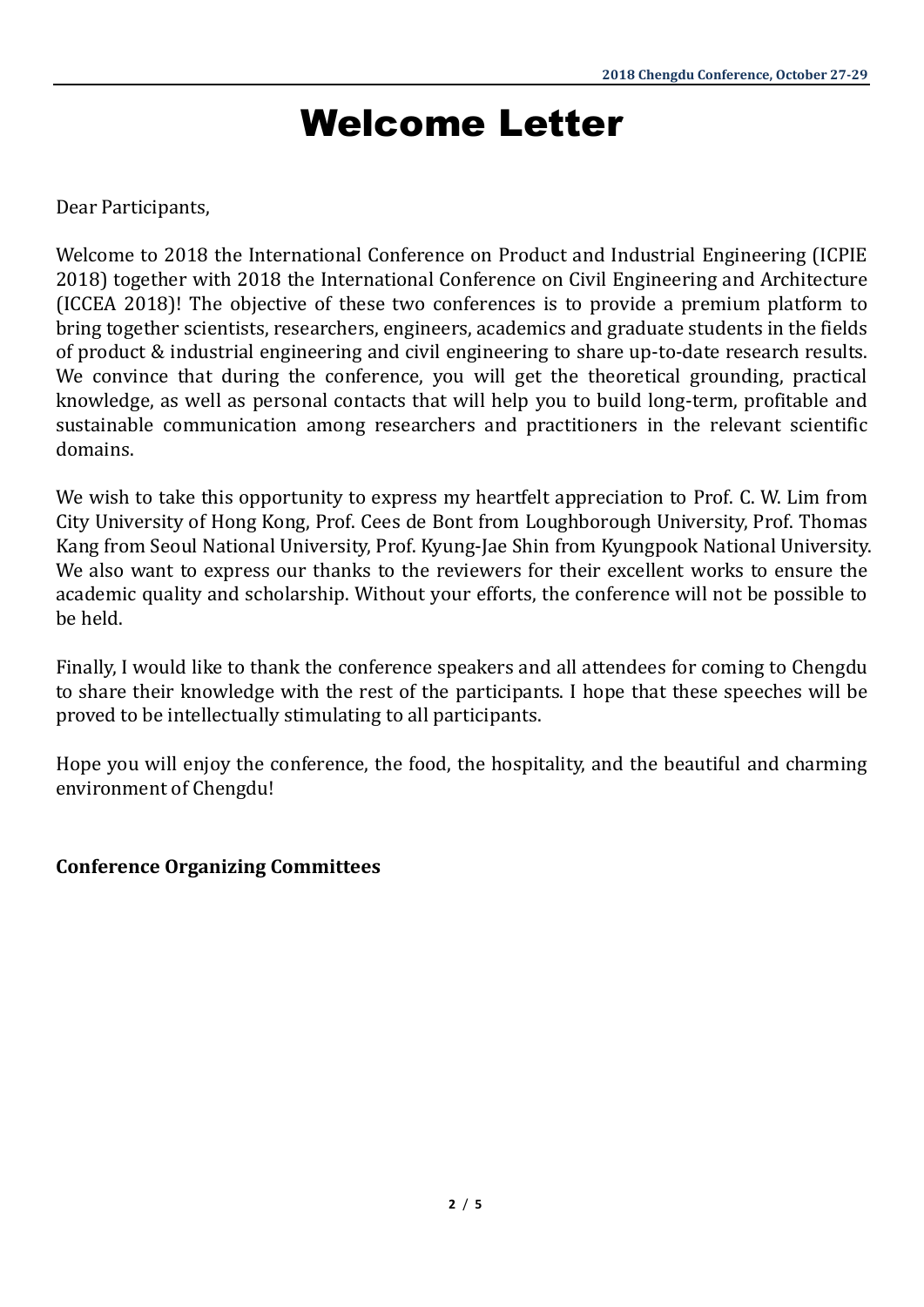# Welcome Letter

Dear Participants,

Welcome to 2018 the International Conference on Product and Industrial Engineering (ICPIE 2018) together with 2018 the International Conference on Civil Engineering and Architecture (ICCEA 2018)! The objective of these two conferences is to provide a premium platform to bring together scientists, researchers, engineers, academics and graduate students in the fields of product & industrial engineering and civil engineering to share up-to-date research results. We convince that during the conference, you will get the theoretical grounding, practical knowledge, as well as personal contacts that will help you to build long-term, profitable and sustainable communication among researchers and practitioners in the relevant scientific domains.

We wish to take this opportunity to express my heartfelt appreciation to Prof. C. W. Lim from City University of Hong Kong, Prof. Cees de Bont from Loughborough University, Prof. Thomas Kang from Seoul National University, Prof. Kyung-Jae Shin from Kyungpook National University. We also want to express our thanks to the reviewers for their excellent works to ensure the academic quality and scholarship. Without your efforts, the conference will not be possible to be held.

Finally, I would like to thank the conference speakers and all attendees for coming to Chengdu to share their knowledge with the rest of the participants. I hope that these speeches will be proved to be intellectually stimulating to all participants.

Hope you will enjoy the conference, the food, the hospitality, and the beautiful and charming environment of Chengdu!

**Conference Organizing Committees**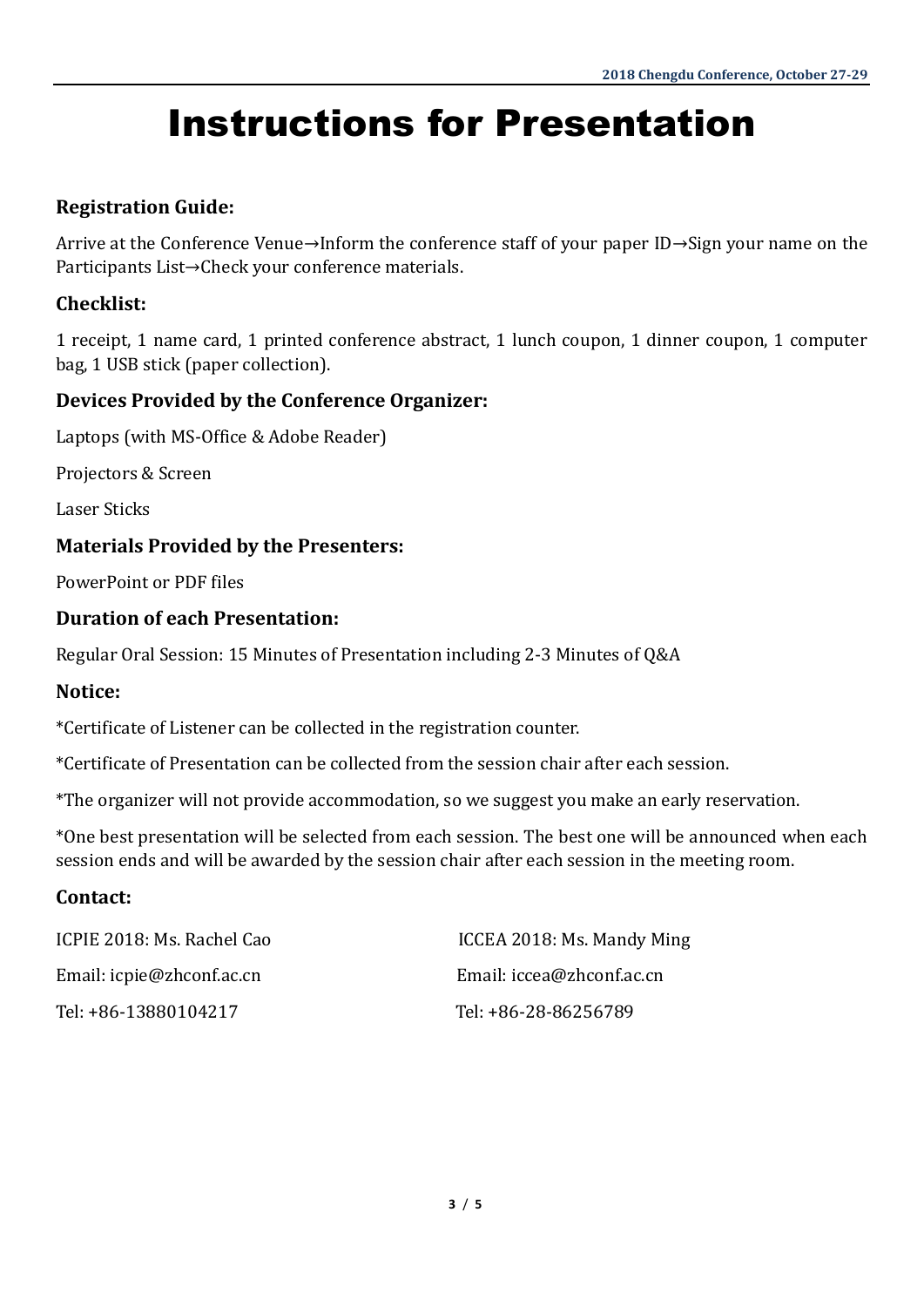# Instructions for Presentation

### Registration Guide:

Arrive at the Conference Venue→Inform the conference staff of your paper ID→Sign your name on the Participants List→Check your conference materials.

### Checklist:

1 receipt, 1 name card, 1 printed conference abstract, 1 lunch coupon, 1 dinner coupon, 1 computer bag, 1 USB stick (paper collection).

### Devices Provided by the Conference Organizer:

Laptops (with MS-Office & Adobe Reader)

Projectors & Screen

Laser Sticks

### Materials Provided by the Presenters:

PowerPoint or PDF files

### Duration of each Presentation:

Regular Oral Session: 15 Minutes of Presentation including 2-3 Minutes of Q&A

### Notice:

*Certificate of Listener can be collected in the registration counter.

*Certificate of Presentation can be collected from the session chair after each session.

*The organizer will not provide accommodation, so we suggest you make an early reservation.

*One best presentation will be selected from each session. The best one will be announced when each session ends and will be awarded by the session chair after each session in the meeting room.

### Contact:

ICPIE 2018: Ms. Rachel Cao

Email: icpie@zhconf.ac.cn

Tel: +86-13880104217

ICCEA 2018: Ms. Mandy Ming

Email: iccea@zhconf.ac.cn

Tel: +86-28-86256789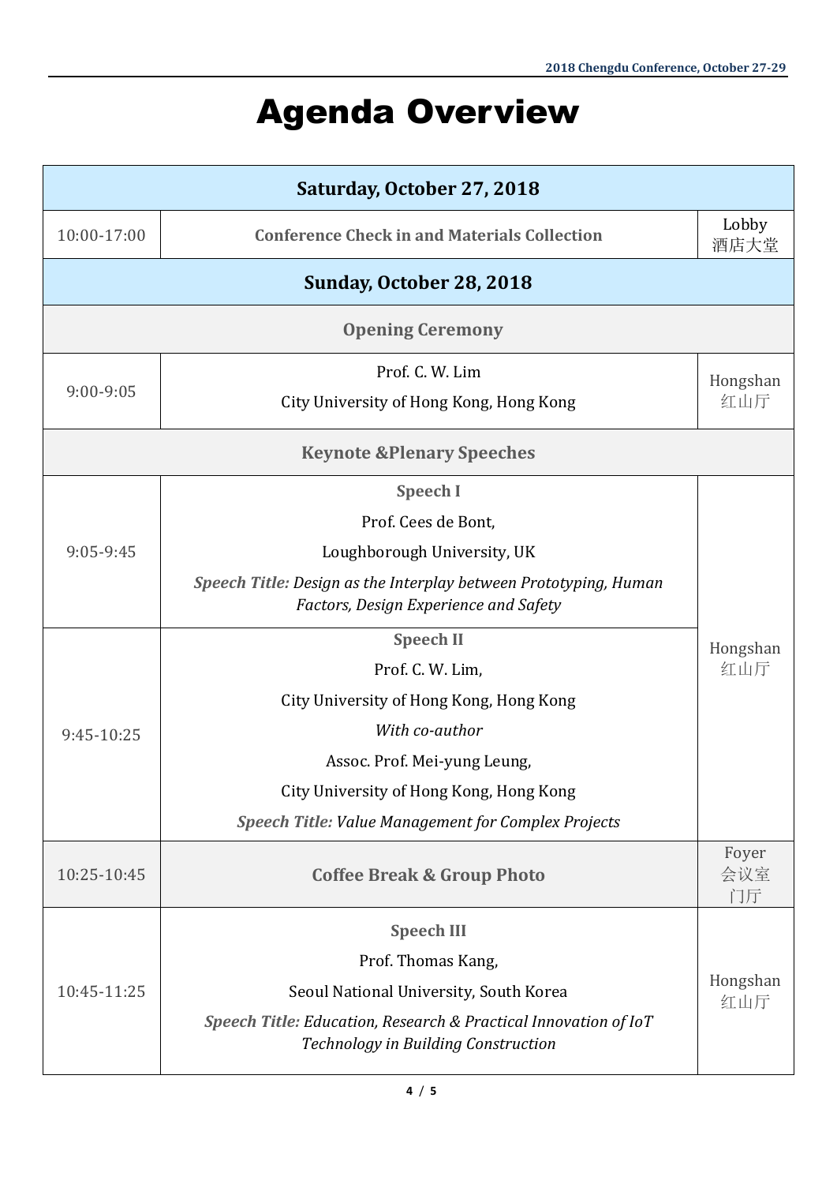# Agenda Overview

| Saturday, October 27, 2018 | | |
|---|---|---|
| 10:00-17:00 | **Conference Check in and Materials Collection** | Lobby 酒店大堂 |
| **Sunday, October 28, 2018** | | |
| **Opening Ceremony** | | |
| 9:00-9:05 | Prof. C. W. Lim<br>City University of Hong Kong, Hong Kong | Hongshan 红山厅 |
| **Keynote &Plenary Speeches** | | |
| 9:05-9:45 | **Speech I**<br>Prof. Cees de Bont,<br>Loughborough University, UK<br>***Speech Title:*** *Design as the Interplay between Prototyping, Human Factors, Design Experience and Safety* | Hongshan 红山厅 |
| 9:45-10:25 | **Speech II**<br>Prof. C. W. Lim,<br>City University of Hong Kong, Hong Kong<br>*With co-author*<br>Assoc. Prof. Mei-yung Leung,<br>City University of Hong Kong, Hong Kong<br>***Speech Title:*** *Value Management for Complex Projects* | |
| 10:25-10:45 | **Coffee Break & Group Photo** | Foyer 会议室门厅 |
| 10:45-11:25 | **Speech III**<br>Prof. Thomas Kang,<br>Seoul National University, South Korea<br>***Speech Title:*** *Education, Research & Practical Innovation of IoT Technology in Building Construction* | Hongshan 红山厅 |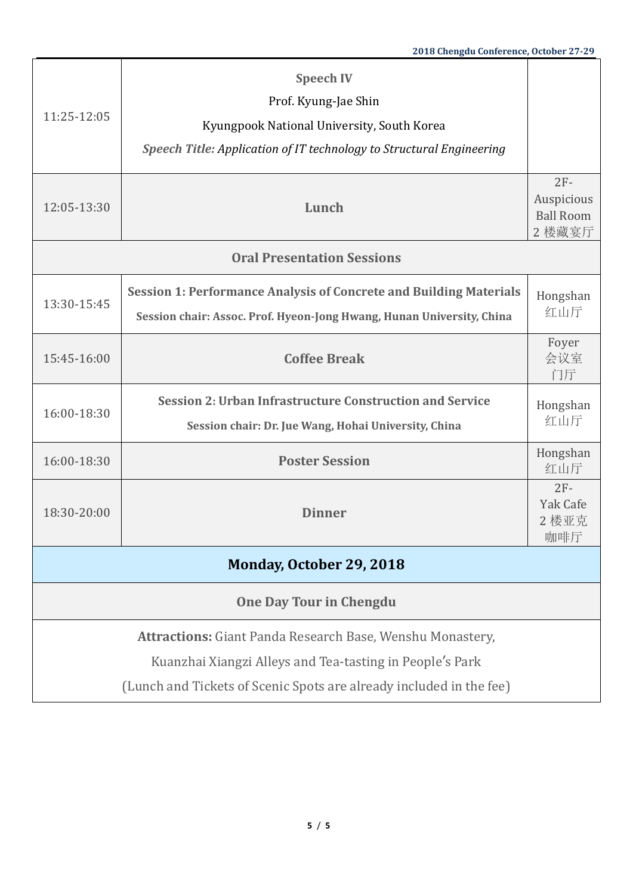| | | |
|---|---|---|
| 11:25-12:05 | **Speech IV**<br>Prof. Kyung-Jae Shin<br>Kyungpook National University, South Korea<br>***Speech Title:*** *Application of IT technology to Structural Engineering* | |
| 12:05-13:30 | **Lunch** | 2F-Auspicious Ball Room 2 楼藏宴厅 |
| **Oral Presentation Sessions** | | |
| 13:30-15:45 | **Session 1: Performance Analysis of Concrete and Building Materials**<br>**Session chair: Assoc. Prof. Hyeon-Jong Hwang, Hunan University, China** | Hongshan 红山厅 |
| 15:45-16:00 | **Coffee Break** | Foyer 会议室门厅 |
| 16:00-18:30 | **Session 2: Urban Infrastructure Construction and Service**<br>**Session chair: Dr. Jue Wang, Hohai University, China** | Hongshan 红山厅 |
| 16:00-18:30 | **Poster Session** | Hongshan 红山厅 |
| 18:30-20:00 | **Dinner** | 2F-Yak Cafe 2 楼亚克咖啡厅 |
| **Monday, October 29, 2018** | | |
| **One Day Tour in Chengdu** | | |
| **Attractions:** Giant Panda Research Base, Wenshu Monastery,<br>Kuanzhai Xiangzi Alleys and Tea-tasting in People′s Park<br>(Lunch and Tickets of Scenic Spots are already included in the fee) | | |